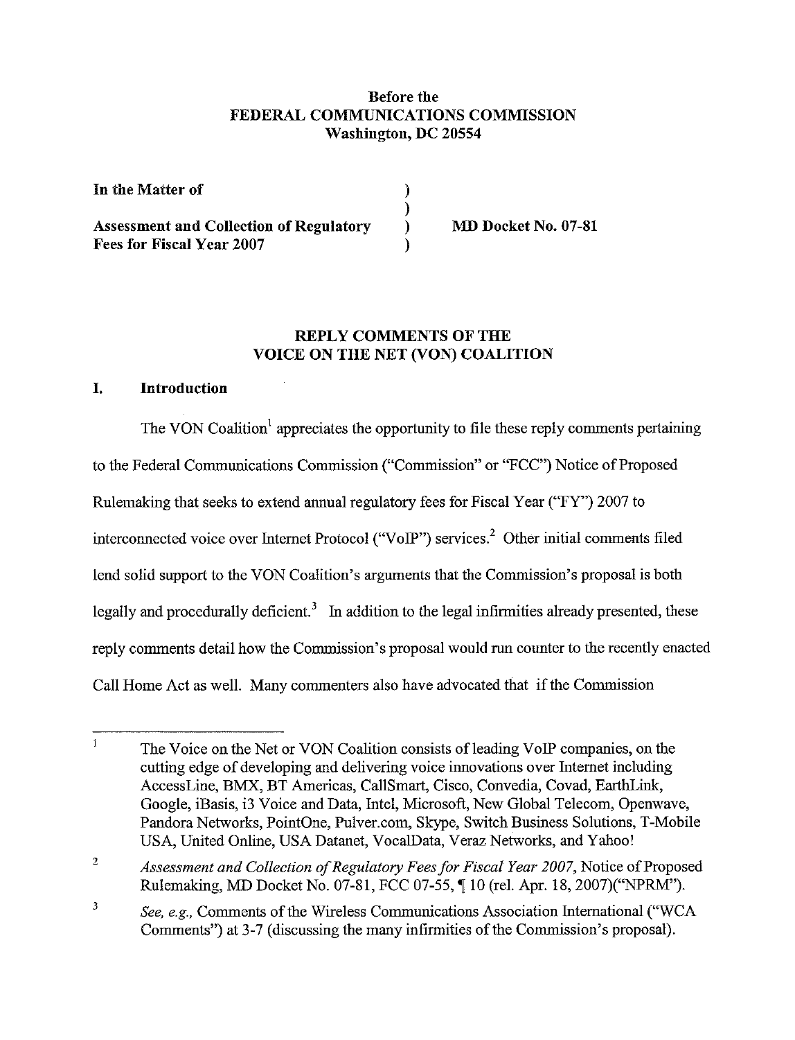**Before the**
**FEDERAL COMMUNICATIONS COMMISSION**
**Washington, DC 20554**

| | | |
|---|---|---|
| **In the Matter of** | ) | |
| | ) | |
| **Assessment and Collection of Regulatory Fees for Fiscal Year 2007** | ) | **MD Docket No. 07-81** |
| | ) | |

## REPLY COMMENTS OF THE VOICE ON THE NET (VON) COALITION

### I. Introduction

The VON Coalition[1] appreciates the opportunity to file these reply comments pertaining to the Federal Communications Commission ("Commission" or "FCC") Notice of Proposed Rulemaking that seeks to extend annual regulatory fees for Fiscal Year ("FY") 2007 to interconnected voice over Internet Protocol ("VoIP") services.[2] Other initial comments filed lend solid support to the VON Coalition's arguments that the Commission's proposal is both legally and procedurally deficient.[3] In addition to the legal infirmities already presented, these reply comments detail how the Commission's proposal would run counter to the recently enacted Call Home Act as well. Many commenters also have advocated that if the Commission

---

[1] The Voice on the Net or VON Coalition consists of leading VoIP companies, on the cutting edge of developing and delivering voice innovations over Internet including AccessLine, BMX, BT Americas, CallSmart, Cisco, Convedia, Covad, EarthLink, Google, iBasis, i3 Voice and Data, Intel, Microsoft, New Global Telecom, Openwave, Pandora Networks, PointOne, Pulver.com, Skype, Switch Business Solutions, T-Mobile USA, United Online, USA Datanet, VocalData, Veraz Networks, and Yahoo!

[2] *Assessment and Collection of Regulatory Fees for Fiscal Year 2007*, Notice of Proposed Rulemaking, MD Docket No. 07-81, FCC 07-55, ¶ 10 (rel. Apr. 18, 2007)("NPRM").

[3] *See, e.g.,* Comments of the Wireless Communications Association International ("WCA Comments") at 3-7 (discussing the many infirmities of the Commission's proposal).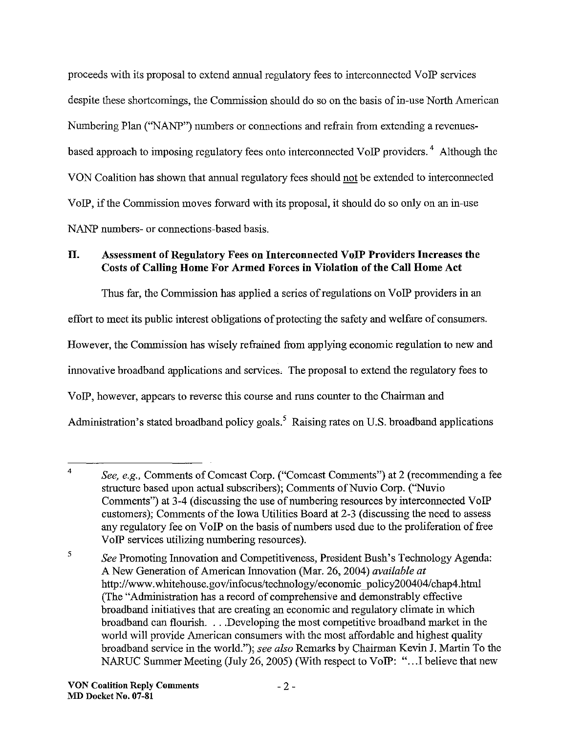proceeds with its proposal to extend annual regulatory fees to interconnected VoIP services despite these shortcomings, the Commission should do so on the basis of in-use North American Numbering Plan ("NANP") numbers or connections and refrain from extending a revenues-based approach to imposing regulatory fees onto interconnected VoIP providers.[4] Although the VON Coalition has shown that annual regulatory fees should not be extended to interconnected VoIP, if the Commission moves forward with its proposal, it should do so only on an in-use NANP numbers- or connections-based basis.

## II. Assessment of Regulatory Fees on Interconnected VoIP Providers Increases the Costs of Calling Home For Armed Forces in Violation of the Call Home Act

Thus far, the Commission has applied a series of regulations on VoIP providers in an effort to meet its public interest obligations of protecting the safety and welfare of consumers. However, the Commission has wisely refrained from applying economic regulation to new and innovative broadband applications and services. The proposal to extend the regulatory fees to VoIP, however, appears to reverse this course and runs counter to the Chairman and Administration's stated broadband policy goals.[5] Raising rates on U.S. broadband applications

---

[4] *See, e.g.*, Comments of Comcast Corp. ("Comcast Comments") at 2 (recommending a fee structure based upon actual subscribers); Comments of Nuvio Corp. ("Nuvio Comments") at 3-4 (discussing the use of numbering resources by interconnected VoIP customers); Comments of the Iowa Utilities Board at 2-3 (discussing the need to assess any regulatory fee on VoIP on the basis of numbers used due to the proliferation of free VoIP services utilizing numbering resources).

[5] *See* Promoting Innovation and Competitiveness, President Bush's Technology Agenda: A New Generation of American Innovation (Mar. 26, 2004) *available at* http://www.whitehouse.gov/infocus/technology/economic_policy200404/chap4.html (The "Administration has a record of comprehensive and demonstrably effective broadband initiatives that are creating an economic and regulatory climate in which broadband can flourish. . . .Developing the most competitive broadband market in the world will provide American consumers with the most affordable and highest quality broadband service in the world."); *see also* Remarks by Chairman Kevin J. Martin To the NARUC Summer Meeting (July 26, 2005) (With respect to VoIP: "…I believe that new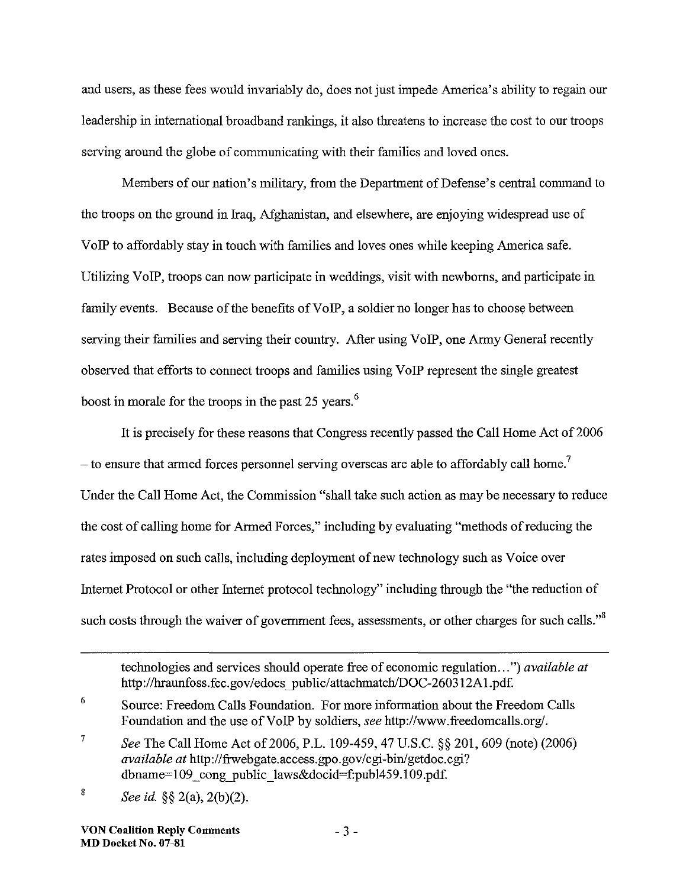and users, as these fees would invariably do, does not just impede America's ability to regain our leadership in international broadband rankings, it also threatens to increase the cost to our troops serving around the globe of communicating with their families and loved ones.

Members of our nation's military, from the Department of Defense's central command to the troops on the ground in Iraq, Afghanistan, and elsewhere, are enjoying widespread use of VoIP to affordably stay in touch with families and loves ones while keeping America safe. Utilizing VoIP, troops can now participate in weddings, visit with newborns, and participate in family events. Because of the benefits of VoIP, a soldier no longer has to choose between serving their families and serving their country. After using VoIP, one Army General recently observed that efforts to connect troops and families using VoIP represent the single greatest boost in morale for the troops in the past 25 years.[6]

It is precisely for these reasons that Congress recently passed the Call Home Act of 2006 – to ensure that armed forces personnel serving overseas are able to affordably call home.[7] Under the Call Home Act, the Commission "shall take such action as may be necessary to reduce the cost of calling home for Armed Forces," including by evaluating "methods of reducing the rates imposed on such calls, including deployment of new technology such as Voice over Internet Protocol or other Internet protocol technology" including through the "the reduction of such costs through the waiver of government fees, assessments, or other charges for such calls."[8]

---

technologies and services should operate free of economic regulation…") *available at* http://hraunfoss.fcc.gov/edocs_public/attachmatch/DOC-260312A1.pdf.

6 Source: Freedom Calls Foundation. For more information about the Freedom Calls Foundation and the use of VoIP by soldiers, *see* http://www.freedomcalls.org/.

7 *See* The Call Home Act of 2006, P.L. 109-459, 47 U.S.C. §§ 201, 609 (note) (2006) *available at* http://frwebgate.access.gpo.gov/cgi-bin/getdoc.cgi?dbname=109_cong_public_laws&docid=f:publ459.109.pdf.

8 *See id.* §§ 2(a), 2(b)(2).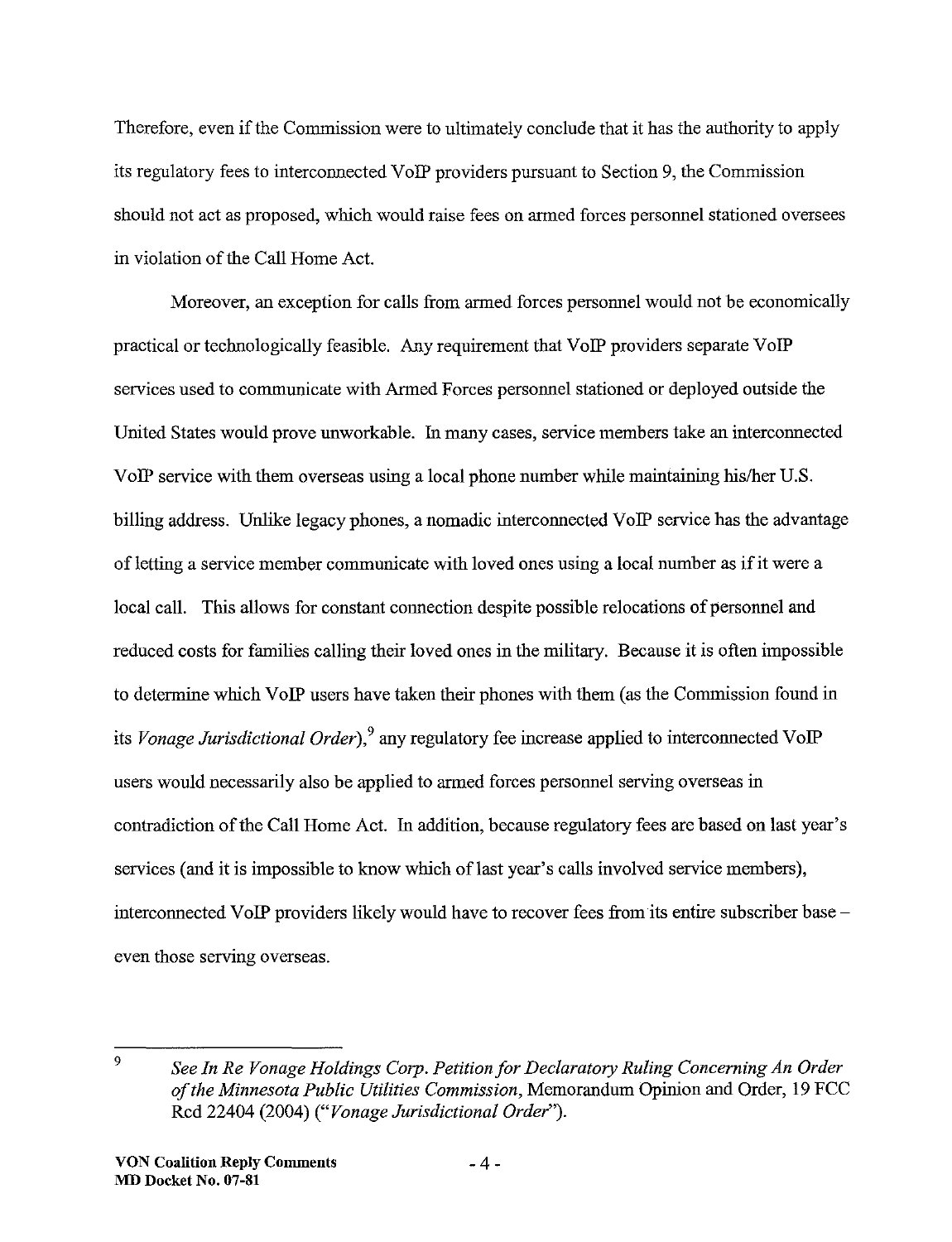Therefore, even if the Commission were to ultimately conclude that it has the authority to apply its regulatory fees to interconnected VoIP providers pursuant to Section 9, the Commission should not act as proposed, which would raise fees on armed forces personnel stationed oversees in violation of the Call Home Act.

Moreover, an exception for calls from armed forces personnel would not be economically practical or technologically feasible. Any requirement that VoIP providers separate VoIP services used to communicate with Armed Forces personnel stationed or deployed outside the United States would prove unworkable. In many cases, service members take an interconnected VoIP service with them overseas using a local phone number while maintaining his/her U.S. billing address. Unlike legacy phones, a nomadic interconnected VoIP service has the advantage of letting a service member communicate with loved ones using a local number as if it were a local call. This allows for constant connection despite possible relocations of personnel and reduced costs for families calling their loved ones in the military. Because it is often impossible to determine which VoIP users have taken their phones with them (as the Commission found in its *Vonage Jurisdictional Order*),[9] any regulatory fee increase applied to interconnected VoIP users would necessarily also be applied to armed forces personnel serving overseas in contradiction of the Call Home Act. In addition, because regulatory fees are based on last year's services (and it is impossible to know which of last year's calls involved service members), interconnected VoIP providers likely would have to recover fees from its entire subscriber base – even those serving overseas.

---

[9] *See In Re Vonage Holdings Corp. Petition for Declaratory Ruling Concerning An Order of the Minnesota Public Utilities Commission*, Memorandum Opinion and Order, 19 FCC Rcd 22404 (2004) ("*Vonage Jurisdictional Order*").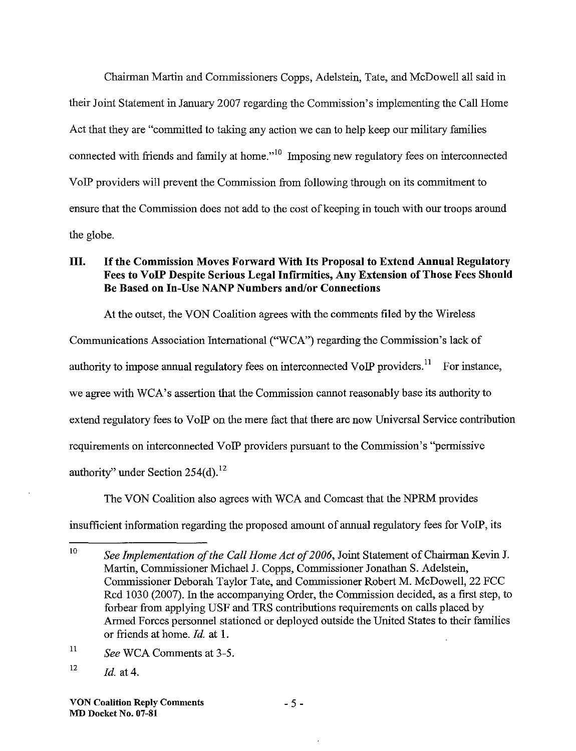Chairman Martin and Commissioners Copps, Adelstein, Tate, and McDowell all said in their Joint Statement in January 2007 regarding the Commission's implementing the Call Home Act that they are "committed to taking any action we can to help keep our military families connected with friends and family at home."[10] Imposing new regulatory fees on interconnected VoIP providers will prevent the Commission from following through on its commitment to ensure that the Commission does not add to the cost of keeping in touch with our troops around the globe.

## III. If the Commission Moves Forward With Its Proposal to Extend Annual Regulatory Fees to VoIP Despite Serious Legal Infirmities, Any Extension of Those Fees Should Be Based on In-Use NANP Numbers and/or Connections

At the outset, the VON Coalition agrees with the comments filed by the Wireless Communications Association International ("WCA") regarding the Commission's lack of authority to impose annual regulatory fees on interconnected VoIP providers.[11] For instance, we agree with WCA's assertion that the Commission cannot reasonably base its authority to extend regulatory fees to VoIP on the mere fact that there are now Universal Service contribution requirements on interconnected VoIP providers pursuant to the Commission's "permissive authority" under Section 254(d).[12]

The VON Coalition also agrees with WCA and Comcast that the NPRM provides insufficient information regarding the proposed amount of annual regulatory fees for VoIP, its

---

[10] *See Implementation of the Call Home Act of 2006*, Joint Statement of Chairman Kevin J. Martin, Commissioner Michael J. Copps, Commissioner Jonathan S. Adelstein, Commissioner Deborah Taylor Tate, and Commissioner Robert M. McDowell, 22 FCC Rcd 1030 (2007). In the accompanying Order, the Commission decided, as a first step, to forbear from applying USF and TRS contributions requirements on calls placed by Armed Forces personnel stationed or deployed outside the United States to their families or friends at home. *Id.* at 1.

[11] *See* WCA Comments at 3-5.

[12] *Id.* at 4.

**VON Coalition Reply Comments**
**MD Docket No. 07-81**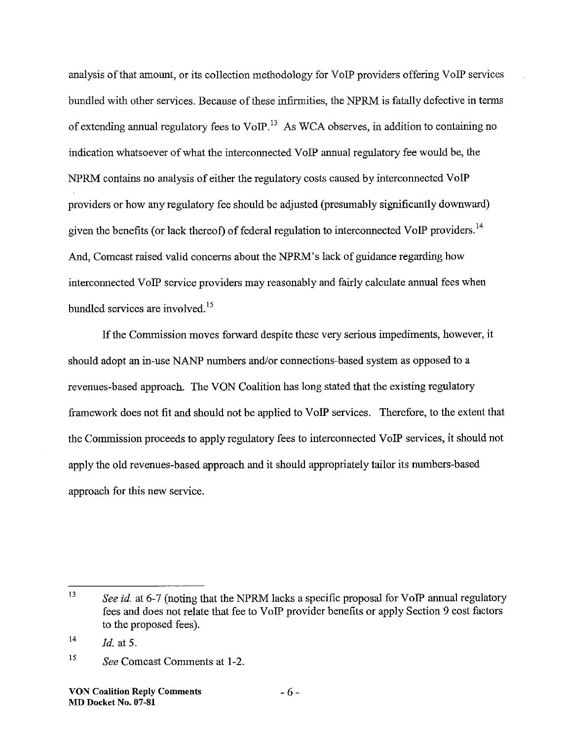analysis of that amount, or its collection methodology for VoIP providers offering VoIP services bundled with other services. Because of these infirmities, the NPRM is fatally defective in terms of extending annual regulatory fees to VoIP.[13] As WCA observes, in addition to containing no indication whatsoever of what the interconnected VoIP annual regulatory fee would be, the NPRM contains no analysis of either the regulatory costs caused by interconnected VoIP providers or how any regulatory fee should be adjusted (presumably significantly downward) given the benefits (or lack thereof) of federal regulation to interconnected VoIP providers.[14] And, Comcast raised valid concerns about the NPRM's lack of guidance regarding how interconnected VoIP service providers may reasonably and fairly calculate annual fees when bundled services are involved.[15]

If the Commission moves forward despite these very serious impediments, however, it should adopt an in-use NANP numbers and/or connections-based system as opposed to a revenues-based approach. The VON Coalition has long stated that the existing regulatory framework does not fit and should not be applied to VoIP services. Therefore, to the extent that the Commission proceeds to apply regulatory fees to interconnected VoIP services, it should not apply the old revenues-based approach and it should appropriately tailor its numbers-based approach for this new service.

---

[13] *See id.* at 6-7 (noting that the NPRM lacks a specific proposal for VoIP annual regulatory fees and does not relate that fee to VoIP provider benefits or apply Section 9 cost factors to the proposed fees).

[14] *Id.* at 5.

[15] *See* Comcast Comments at 1-2.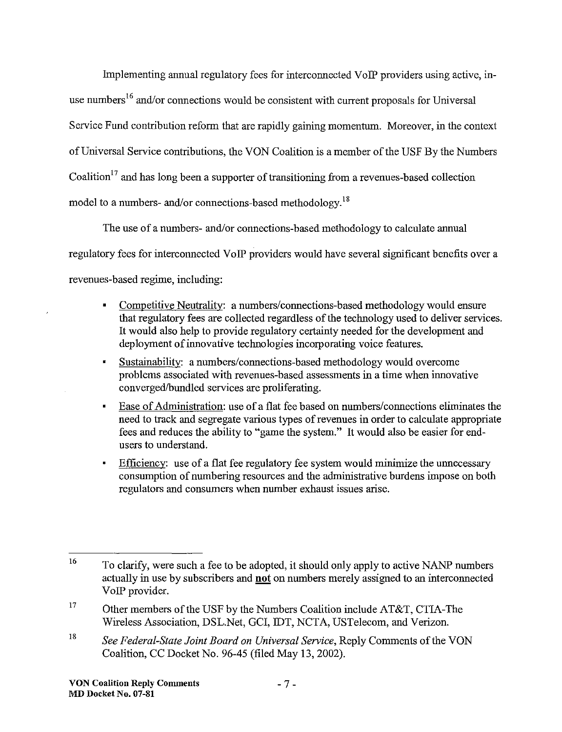Implementing annual regulatory fees for interconnected VoIP providers using active, in-use numbers[16] and/or connections would be consistent with current proposals for Universal Service Fund contribution reform that are rapidly gaining momentum. Moreover, in the context of Universal Service contributions, the VON Coalition is a member of the USF By the Numbers Coalition[17] and has long been a supporter of transitioning from a revenues-based collection model to a numbers- and/or connections-based methodology.[18]

The use of a numbers- and/or connections-based methodology to calculate annual regulatory fees for interconnected VoIP providers would have several significant benefits over a revenues-based regime, including:

- Competitive Neutrality: a numbers/connections-based methodology would ensure that regulatory fees are collected regardless of the technology used to deliver services. It would also help to provide regulatory certainty needed for the development and deployment of innovative technologies incorporating voice features.
- Sustainability: a numbers/connections-based methodology would overcome problems associated with revenues-based assessments in a time when innovative converged/bundled services are proliferating.
- Ease of Administration: use of a flat fee based on numbers/connections eliminates the need to track and segregate various types of revenues in order to calculate appropriate fees and reduces the ability to "game the system." It would also be easier for end-users to understand.
- Efficiency: use of a flat fee regulatory fee system would minimize the unnecessary consumption of numbering resources and the administrative burdens impose on both regulators and consumers when number exhaust issues arise.

---

[16] To clarify, were such a fee to be adopted, it should only apply to active NANP numbers actually in use by subscribers and **not** on numbers merely assigned to an interconnected VoIP provider.

[17] Other members of the USF by the Numbers Coalition include AT&T, CTIA-The Wireless Association, DSL.Net, GCI, IDT, NCTA, USTelecom, and Verizon.

[18] *See Federal-State Joint Board on Universal Service*, Reply Comments of the VON Coalition, CC Docket No. 96-45 (filed May 13, 2002).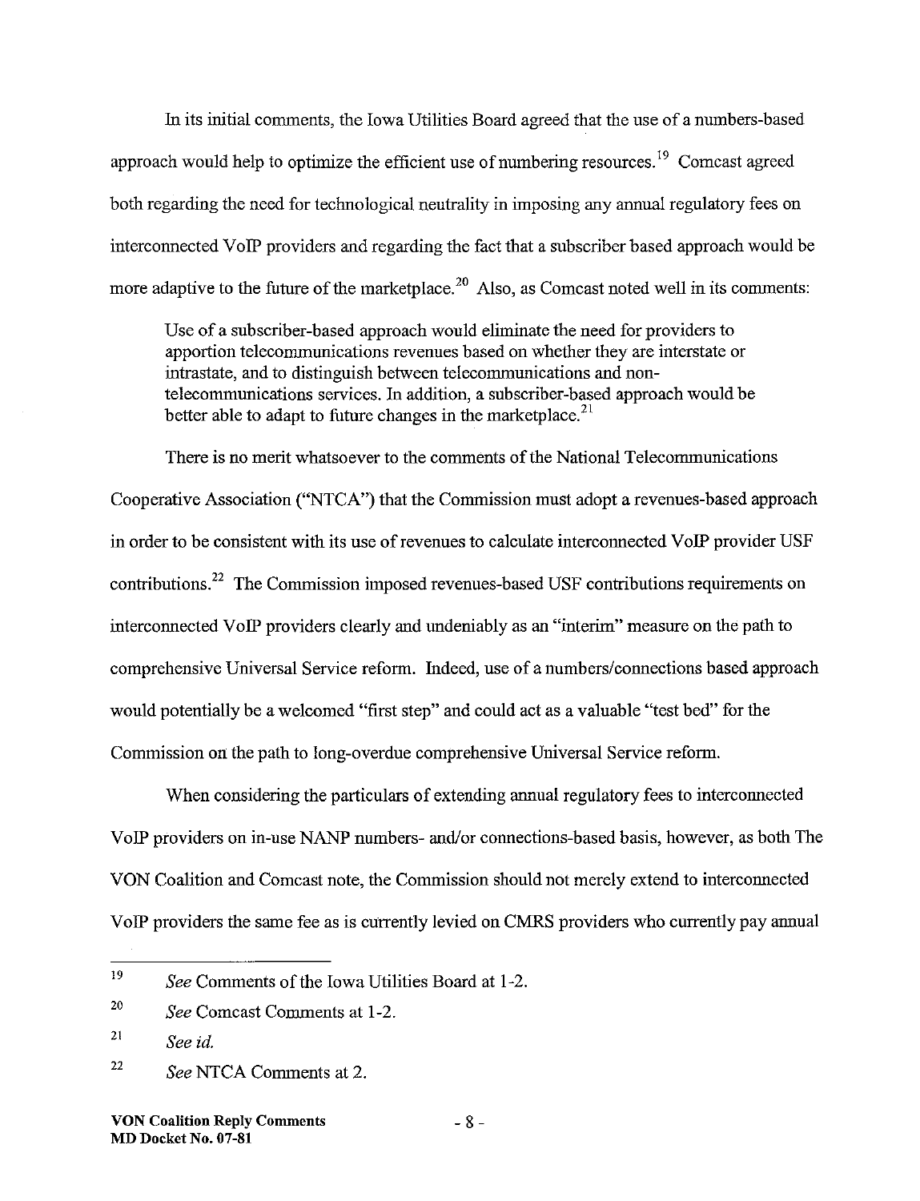In its initial comments, the Iowa Utilities Board agreed that the use of a numbers-based approach would help to optimize the efficient use of numbering resources.[19] Comcast agreed both regarding the need for technological neutrality in imposing any annual regulatory fees on interconnected VoIP providers and regarding the fact that a subscriber based approach would be more adaptive to the future of the marketplace.[20] Also, as Comcast noted well in its comments:

> Use of a subscriber-based approach would eliminate the need for providers to apportion telecommunications revenues based on whether they are interstate or intrastate, and to distinguish between telecommunications and non-telecommunications services. In addition, a subscriber-based approach would be better able to adapt to future changes in the marketplace.[21]

There is no merit whatsoever to the comments of the National Telecommunications Cooperative Association ("NTCA") that the Commission must adopt a revenues-based approach in order to be consistent with its use of revenues to calculate interconnected VoIP provider USF contributions.[22] The Commission imposed revenues-based USF contributions requirements on interconnected VoIP providers clearly and undeniably as an "interim" measure on the path to comprehensive Universal Service reform. Indeed, use of a numbers/connections based approach would potentially be a welcomed "first step" and could act as a valuable "test bed" for the Commission on the path to long-overdue comprehensive Universal Service reform.

When considering the particulars of extending annual regulatory fees to interconnected VoIP providers on in-use NANP numbers- and/or connections-based basis, however, as both The VON Coalition and Comcast note, the Commission should not merely extend to interconnected VoIP providers the same fee as is currently levied on CMRS providers who currently pay annual

---

[19] *See* Comments of the Iowa Utilities Board at 1-2.

[20] *See* Comcast Comments at 1-2.

[21] *See id.*

[22] *See* NTCA Comments at 2.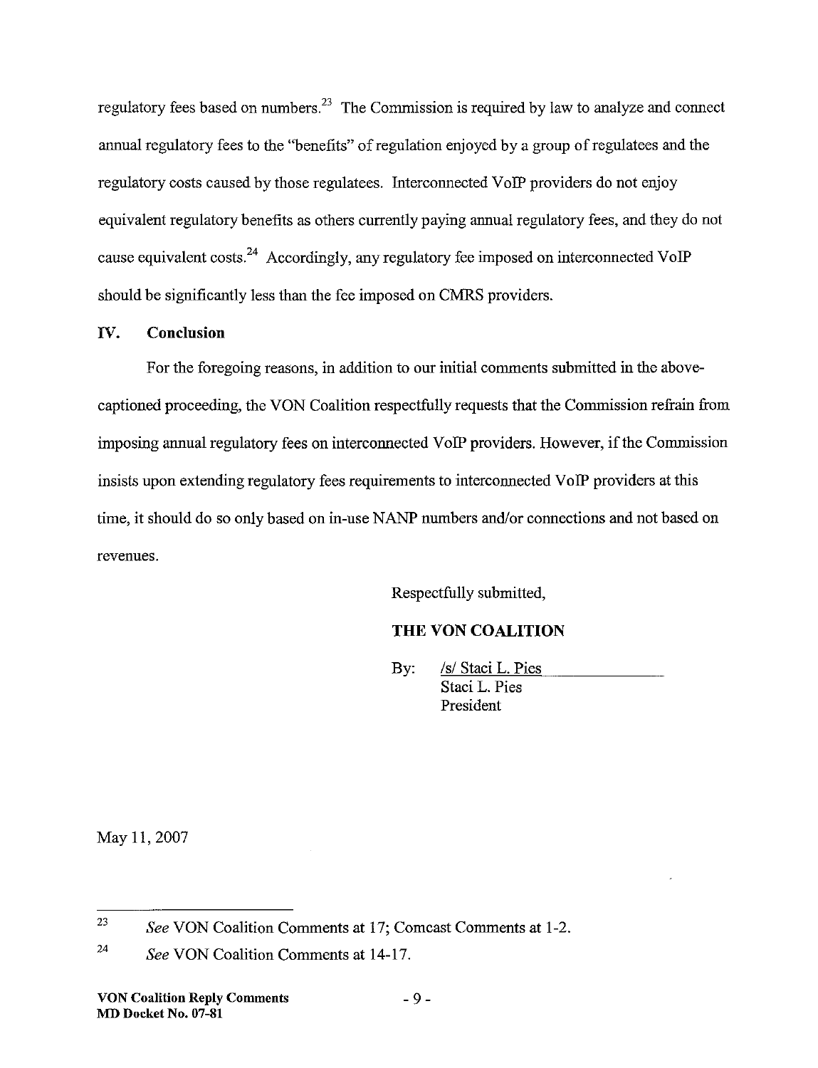regulatory fees based on numbers.[23] The Commission is required by law to analyze and connect annual regulatory fees to the "benefits" of regulation enjoyed by a group of regulatees and the regulatory costs caused by those regulatees. Interconnected VoIP providers do not enjoy equivalent regulatory benefits as others currently paying annual regulatory fees, and they do not cause equivalent costs.[24] Accordingly, any regulatory fee imposed on interconnected VoIP should be significantly less than the fee imposed on CMRS providers.

## IV. Conclusion

For the foregoing reasons, in addition to our initial comments submitted in the above-captioned proceeding, the VON Coalition respectfully requests that the Commission refrain from imposing annual regulatory fees on interconnected VoIP providers. However, if the Commission insists upon extending regulatory fees requirements to interconnected VoIP providers at this time, it should do so only based on in-use NANP numbers and/or connections and not based on revenues.

Respectfully submitted,

**THE VON COALITION**

By: /s/ Staci L. Pies
Staci L. Pies
President

May 11, 2007

---

[23] *See* VON Coalition Comments at 17; Comcast Comments at 1-2.

[24] *See* VON Coalition Comments at 14-17.